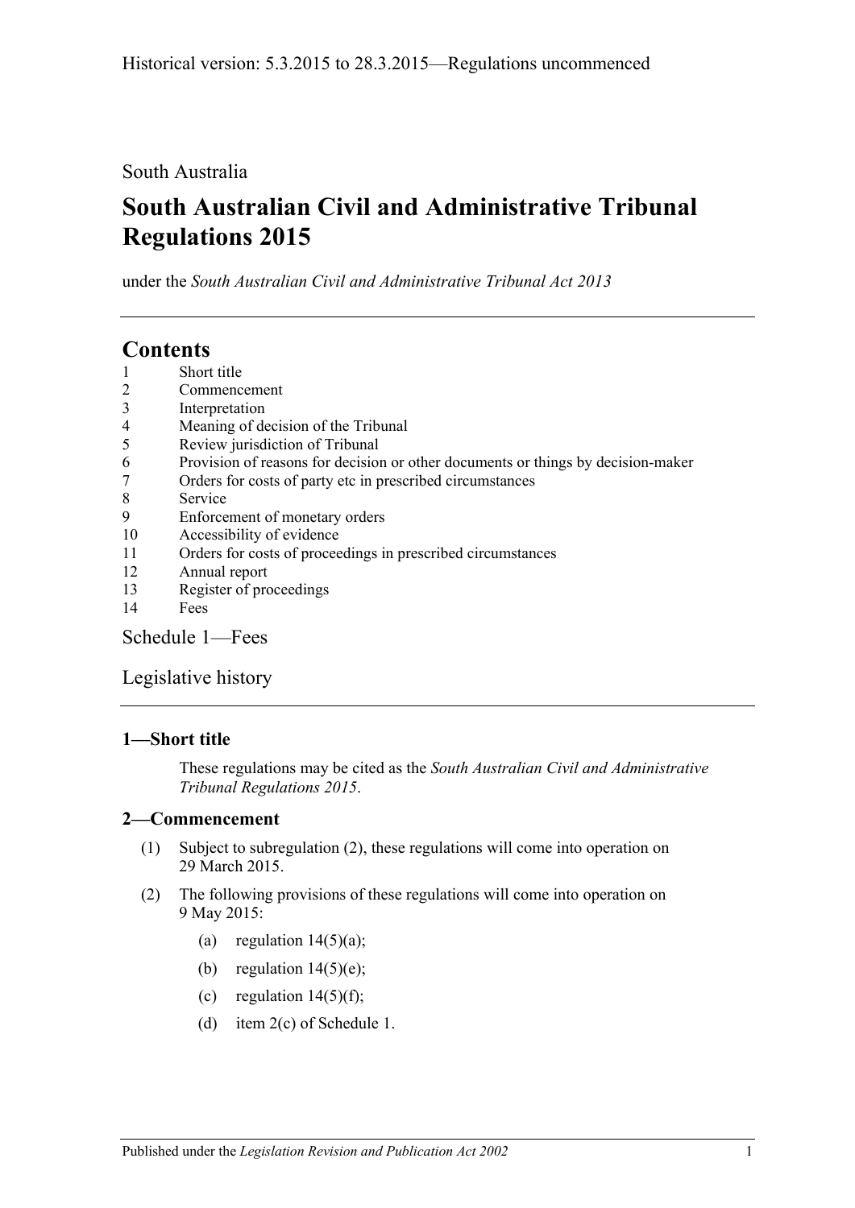South Australia

# South Australian Civil and Administrative Tribunal Regulations 2015

under the *South Australian Civil and Administrative Tribunal Act 2013*

## Contents

1 Short title
2 Commencement
3 Interpretation
4 Meaning of decision of the Tribunal
5 Review jurisdiction of Tribunal
6 Provision of reasons for decision or other documents or things by decision-maker
7 Orders for costs of party etc in prescribed circumstances
8 Service
9 Enforcement of monetary orders
10 Accessibility of evidence
11 Orders for costs of proceedings in prescribed circumstances
12 Annual report
13 Register of proceedings
14 Fees

Schedule 1—Fees

Legislative history

### 1—Short title

These regulations may be cited as the *South Australian Civil and Administrative Tribunal Regulations 2015*.

### 2—Commencement

(1) Subject to subregulation (2), these regulations will come into operation on 29 March 2015.

(2) The following provisions of these regulations will come into operation on 9 May 2015:

(a) regulation 14(5)(a);

(b) regulation 14(5)(e);

(c) regulation 14(5)(f);

(d) item 2(c) of Schedule 1.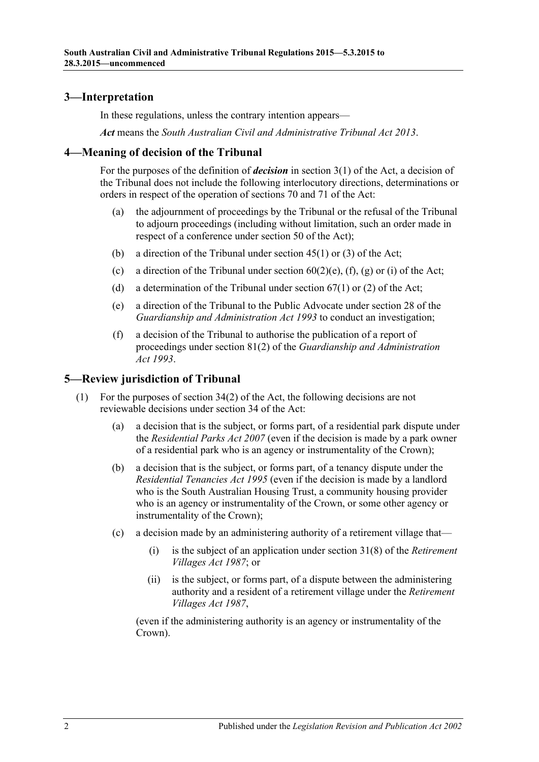## 3—Interpretation

In these regulations, unless the contrary intention appears—

***Act*** means the *South Australian Civil and Administrative Tribunal Act 2013*.

## 4—Meaning of decision of the Tribunal

For the purposes of the definition of ***decision*** in section 3(1) of the Act, a decision of the Tribunal does not include the following interlocutory directions, determinations or orders in respect of the operation of sections 70 and 71 of the Act:

(a) the adjournment of proceedings by the Tribunal or the refusal of the Tribunal to adjourn proceedings (including without limitation, such an order made in respect of a conference under section 50 of the Act);

(b) a direction of the Tribunal under section 45(1) or (3) of the Act;

(c) a direction of the Tribunal under section 60(2)(e), (f), (g) or (i) of the Act;

(d) a determination of the Tribunal under section 67(1) or (2) of the Act;

(e) a direction of the Tribunal to the Public Advocate under section 28 of the *Guardianship and Administration Act 1993* to conduct an investigation;

(f) a decision of the Tribunal to authorise the publication of a report of proceedings under section 81(2) of the *Guardianship and Administration Act 1993*.

## 5—Review jurisdiction of Tribunal

(1) For the purposes of section 34(2) of the Act, the following decisions are not reviewable decisions under section 34 of the Act:

(a) a decision that is the subject, or forms part, of a residential park dispute under the *Residential Parks Act 2007* (even if the decision is made by a park owner of a residential park who is an agency or instrumentality of the Crown);

(b) a decision that is the subject, or forms part, of a tenancy dispute under the *Residential Tenancies Act 1995* (even if the decision is made by a landlord who is the South Australian Housing Trust, a community housing provider who is an agency or instrumentality of the Crown, or some other agency or instrumentality of the Crown);

(c) a decision made by an administering authority of a retirement village that—

(i) is the subject of an application under section 31(8) of the *Retirement Villages Act 1987*; or

(ii) is the subject, or forms part, of a dispute between the administering authority and a resident of a retirement village under the *Retirement Villages Act 1987*,

(even if the administering authority is an agency or instrumentality of the Crown).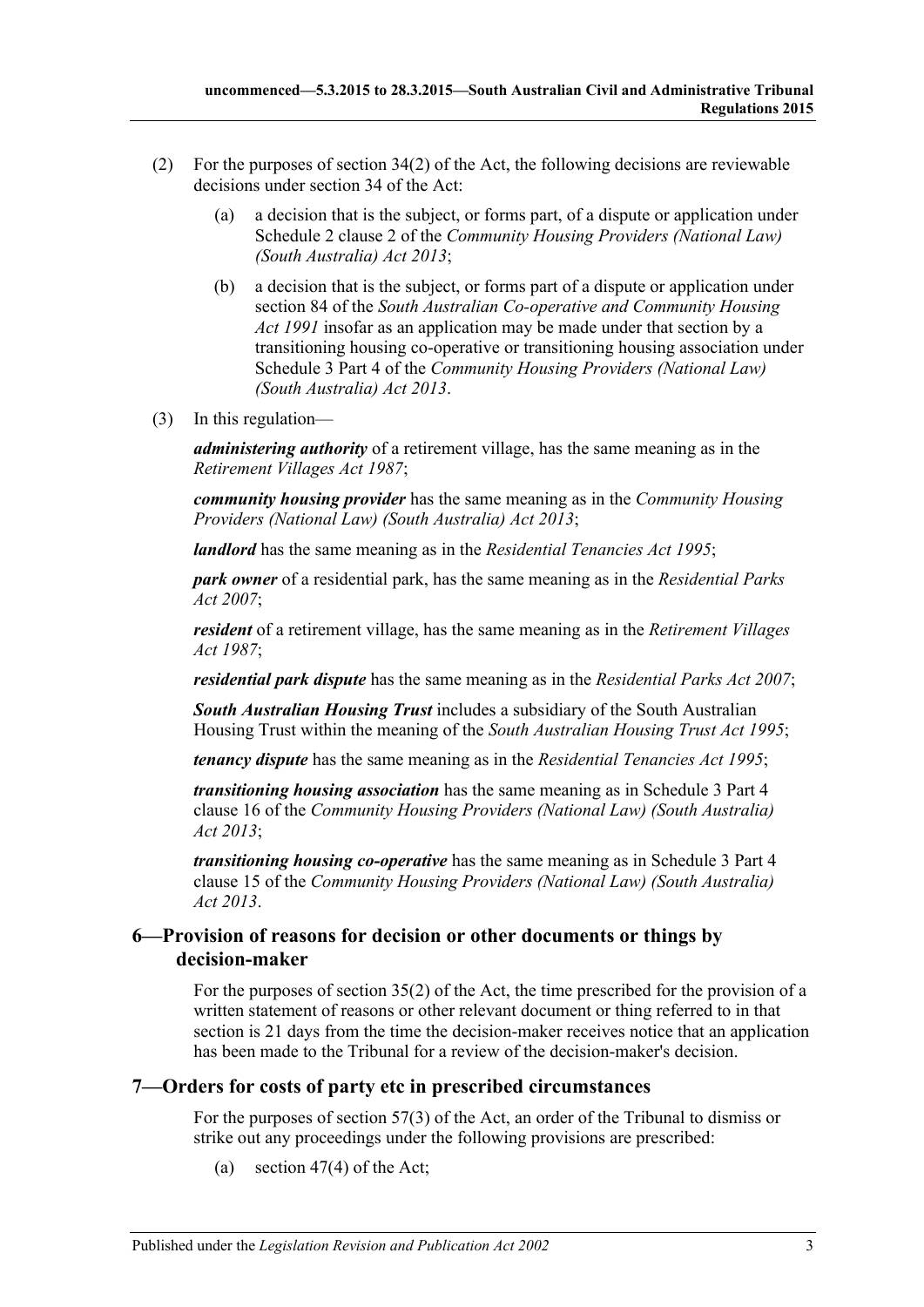(2) For the purposes of section 34(2) of the Act, the following decisions are reviewable decisions under section 34 of the Act:

(a) a decision that is the subject, or forms part, of a dispute or application under Schedule 2 clause 2 of the *Community Housing Providers (National Law) (South Australia) Act 2013*;

(b) a decision that is the subject, or forms part of a dispute or application under section 84 of the *South Australian Co-operative and Community Housing Act 1991* insofar as an application may be made under that section by a transitioning housing co-operative or transitioning housing association under Schedule 3 Part 4 of the *Community Housing Providers (National Law) (South Australia) Act 2013*.

(3) In this regulation—

***administering authority*** of a retirement village, has the same meaning as in the *Retirement Villages Act 1987*;

***community housing provider*** has the same meaning as in the *Community Housing Providers (National Law) (South Australia) Act 2013*;

***landlord*** has the same meaning as in the *Residential Tenancies Act 1995*;

***park owner*** of a residential park, has the same meaning as in the *Residential Parks Act 2007*;

***resident*** of a retirement village, has the same meaning as in the *Retirement Villages Act 1987*;

***residential park dispute*** has the same meaning as in the *Residential Parks Act 2007*;

***South Australian Housing Trust*** includes a subsidiary of the South Australian Housing Trust within the meaning of the *South Australian Housing Trust Act 1995*;

***tenancy dispute*** has the same meaning as in the *Residential Tenancies Act 1995*;

***transitioning housing association*** has the same meaning as in Schedule 3 Part 4 clause 16 of the *Community Housing Providers (National Law) (South Australia) Act 2013*;

***transitioning housing co-operative*** has the same meaning as in Schedule 3 Part 4 clause 15 of the *Community Housing Providers (National Law) (South Australia) Act 2013*.

## 6—Provision of reasons for decision or other documents or things by decision-maker

For the purposes of section 35(2) of the Act, the time prescribed for the provision of a written statement of reasons or other relevant document or thing referred to in that section is 21 days from the time the decision-maker receives notice that an application has been made to the Tribunal for a review of the decision-maker's decision.

## 7—Orders for costs of party etc in prescribed circumstances

For the purposes of section 57(3) of the Act, an order of the Tribunal to dismiss or strike out any proceedings under the following provisions are prescribed:

(a) section 47(4) of the Act;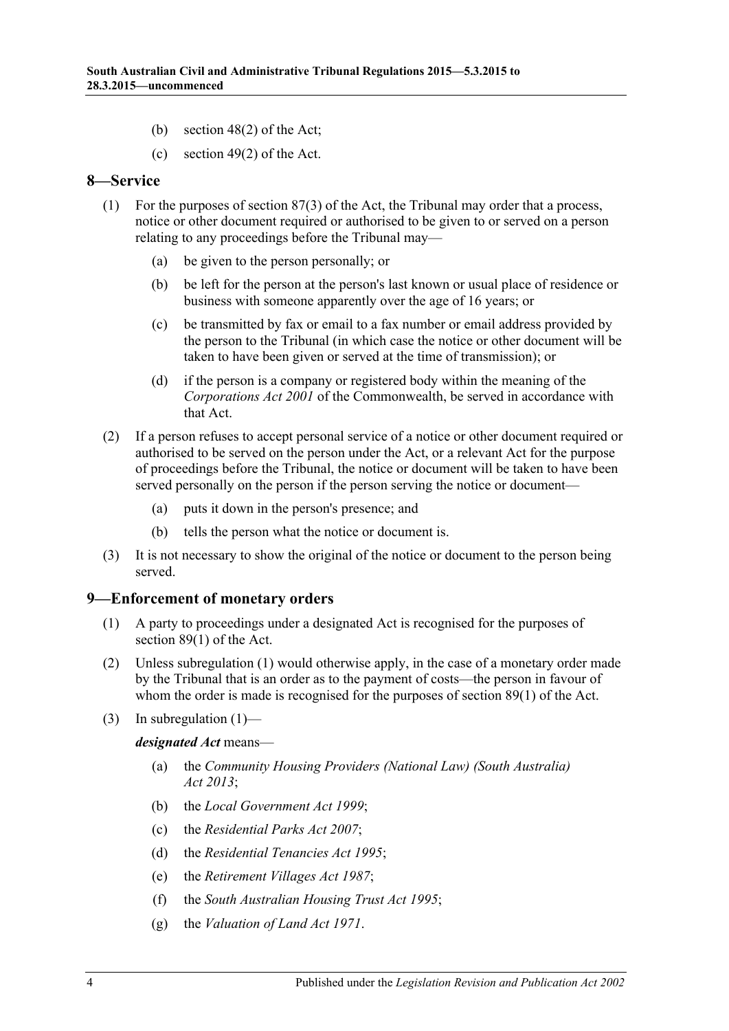(b) section 48(2) of the Act;

(c) section 49(2) of the Act.

## 8—Service

(1) For the purposes of section 87(3) of the Act, the Tribunal may order that a process, notice or other document required or authorised to be given to or served on a person relating to any proceedings before the Tribunal may—

(a) be given to the person personally; or

(b) be left for the person at the person's last known or usual place of residence or business with someone apparently over the age of 16 years; or

(c) be transmitted by fax or email to a fax number or email address provided by the person to the Tribunal (in which case the notice or other document will be taken to have been given or served at the time of transmission); or

(d) if the person is a company or registered body within the meaning of the *Corporations Act 2001* of the Commonwealth, be served in accordance with that Act.

(2) If a person refuses to accept personal service of a notice or other document required or authorised to be served on the person under the Act, or a relevant Act for the purpose of proceedings before the Tribunal, the notice or document will be taken to have been served personally on the person if the person serving the notice or document—

(a) puts it down in the person's presence; and

(b) tells the person what the notice or document is.

(3) It is not necessary to show the original of the notice or document to the person being served.

## 9—Enforcement of monetary orders

(1) A party to proceedings under a designated Act is recognised for the purposes of section 89(1) of the Act.

(2) Unless subregulation (1) would otherwise apply, in the case of a monetary order made by the Tribunal that is an order as to the payment of costs—the person in favour of whom the order is made is recognised for the purposes of section 89(1) of the Act.

(3) In subregulation (1)—

***designated Act*** means—

(a) the *Community Housing Providers (National Law) (South Australia) Act 2013*;

(b) the *Local Government Act 1999*;

(c) the *Residential Parks Act 2007*;

(d) the *Residential Tenancies Act 1995*;

(e) the *Retirement Villages Act 1987*;

(f) the *South Australian Housing Trust Act 1995*;

(g) the *Valuation of Land Act 1971*.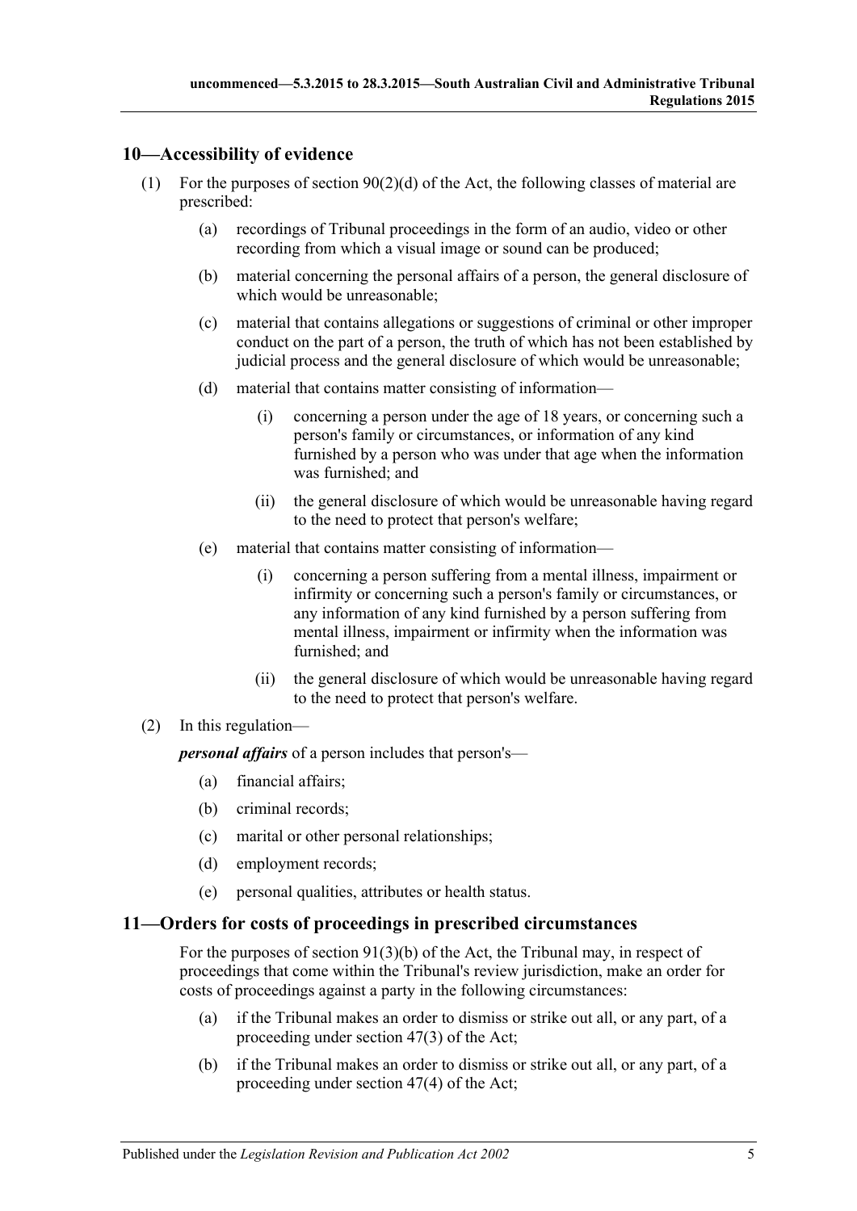## 10—Accessibility of evidence

(1) For the purposes of section 90(2)(d) of the Act, the following classes of material are prescribed:

(a) recordings of Tribunal proceedings in the form of an audio, video or other recording from which a visual image or sound can be produced;

(b) material concerning the personal affairs of a person, the general disclosure of which would be unreasonable;

(c) material that contains allegations or suggestions of criminal or other improper conduct on the part of a person, the truth of which has not been established by judicial process and the general disclosure of which would be unreasonable;

(d) material that contains matter consisting of information—

(i) concerning a person under the age of 18 years, or concerning such a person's family or circumstances, or information of any kind furnished by a person who was under that age when the information was furnished; and

(ii) the general disclosure of which would be unreasonable having regard to the need to protect that person's welfare;

(e) material that contains matter consisting of information—

(i) concerning a person suffering from a mental illness, impairment or infirmity or concerning such a person's family or circumstances, or any information of any kind furnished by a person suffering from mental illness, impairment or infirmity when the information was furnished; and

(ii) the general disclosure of which would be unreasonable having regard to the need to protect that person's welfare.

(2) In this regulation—

***personal affairs*** of a person includes that person's—

(a) financial affairs;

(b) criminal records;

(c) marital or other personal relationships;

(d) employment records;

(e) personal qualities, attributes or health status.

## 11—Orders for costs of proceedings in prescribed circumstances

For the purposes of section 91(3)(b) of the Act, the Tribunal may, in respect of proceedings that come within the Tribunal's review jurisdiction, make an order for costs of proceedings against a party in the following circumstances:

(a) if the Tribunal makes an order to dismiss or strike out all, or any part, of a proceeding under section 47(3) of the Act;

(b) if the Tribunal makes an order to dismiss or strike out all, or any part, of a proceeding under section 47(4) of the Act;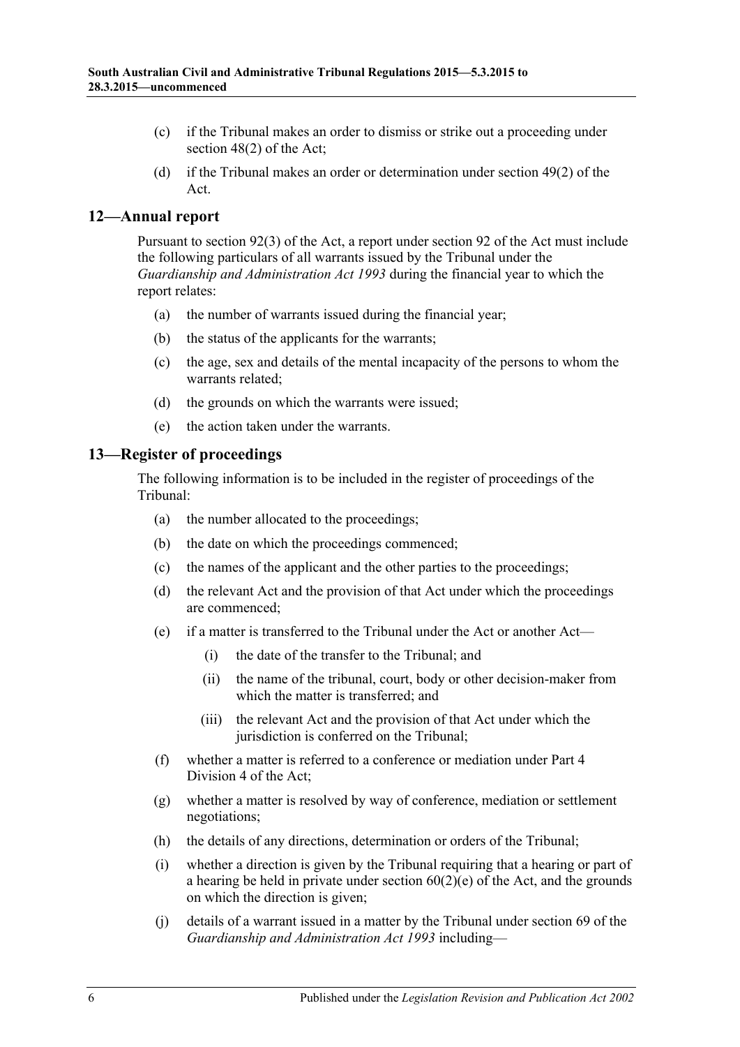(c) if the Tribunal makes an order to dismiss or strike out a proceeding under section 48(2) of the Act;

(d) if the Tribunal makes an order or determination under section 49(2) of the Act.

## 12—Annual report

Pursuant to section 92(3) of the Act, a report under section 92 of the Act must include the following particulars of all warrants issued by the Tribunal under the *Guardianship and Administration Act 1993* during the financial year to which the report relates:

(a) the number of warrants issued during the financial year;

(b) the status of the applicants for the warrants;

(c) the age, sex and details of the mental incapacity of the persons to whom the warrants related;

(d) the grounds on which the warrants were issued;

(e) the action taken under the warrants.

## 13—Register of proceedings

The following information is to be included in the register of proceedings of the Tribunal:

(a) the number allocated to the proceedings;

(b) the date on which the proceedings commenced;

(c) the names of the applicant and the other parties to the proceedings;

(d) the relevant Act and the provision of that Act under which the proceedings are commenced;

(e) if a matter is transferred to the Tribunal under the Act or another Act—

(i) the date of the transfer to the Tribunal; and

(ii) the name of the tribunal, court, body or other decision-maker from which the matter is transferred; and

(iii) the relevant Act and the provision of that Act under which the jurisdiction is conferred on the Tribunal;

(f) whether a matter is referred to a conference or mediation under Part 4 Division 4 of the Act;

(g) whether a matter is resolved by way of conference, mediation or settlement negotiations;

(h) the details of any directions, determination or orders of the Tribunal;

(i) whether a direction is given by the Tribunal requiring that a hearing or part of a hearing be held in private under section 60(2)(e) of the Act, and the grounds on which the direction is given;

(j) details of a warrant issued in a matter by the Tribunal under section 69 of the *Guardianship and Administration Act 1993* including—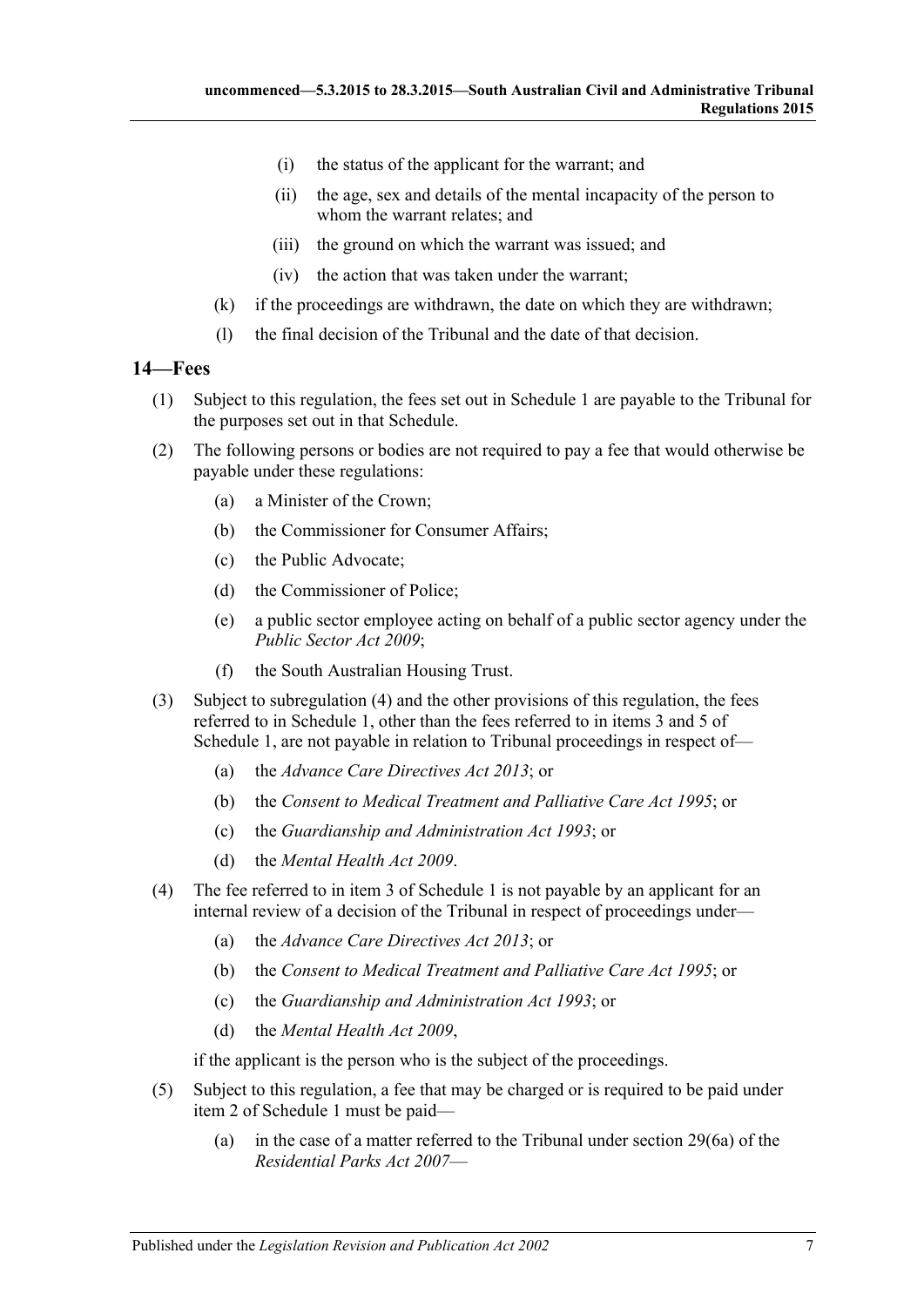(i) the status of the applicant for the warrant; and

(ii) the age, sex and details of the mental incapacity of the person to whom the warrant relates; and

(iii) the ground on which the warrant was issued; and

(iv) the action that was taken under the warrant;

(k) if the proceedings are withdrawn, the date on which they are withdrawn;

(l) the final decision of the Tribunal and the date of that decision.

## 14—Fees

(1) Subject to this regulation, the fees set out in Schedule 1 are payable to the Tribunal for the purposes set out in that Schedule.

(2) The following persons or bodies are not required to pay a fee that would otherwise be payable under these regulations:

(a) a Minister of the Crown;

(b) the Commissioner for Consumer Affairs;

(c) the Public Advocate;

(d) the Commissioner of Police;

(e) a public sector employee acting on behalf of a public sector agency under the *Public Sector Act 2009*;

(f) the South Australian Housing Trust.

(3) Subject to subregulation (4) and the other provisions of this regulation, the fees referred to in Schedule 1, other than the fees referred to in items 3 and 5 of Schedule 1, are not payable in relation to Tribunal proceedings in respect of—

(a) the *Advance Care Directives Act 2013*; or

(b) the *Consent to Medical Treatment and Palliative Care Act 1995*; or

(c) the *Guardianship and Administration Act 1993*; or

(d) the *Mental Health Act 2009*.

(4) The fee referred to in item 3 of Schedule 1 is not payable by an applicant for an internal review of a decision of the Tribunal in respect of proceedings under—

(a) the *Advance Care Directives Act 2013*; or

(b) the *Consent to Medical Treatment and Palliative Care Act 1995*; or

(c) the *Guardianship and Administration Act 1993*; or

(d) the *Mental Health Act 2009*,

if the applicant is the person who is the subject of the proceedings.

(5) Subject to this regulation, a fee that may be charged or is required to be paid under item 2 of Schedule 1 must be paid—

(a) in the case of a matter referred to the Tribunal under section 29(6a) of the *Residential Parks Act 2007*—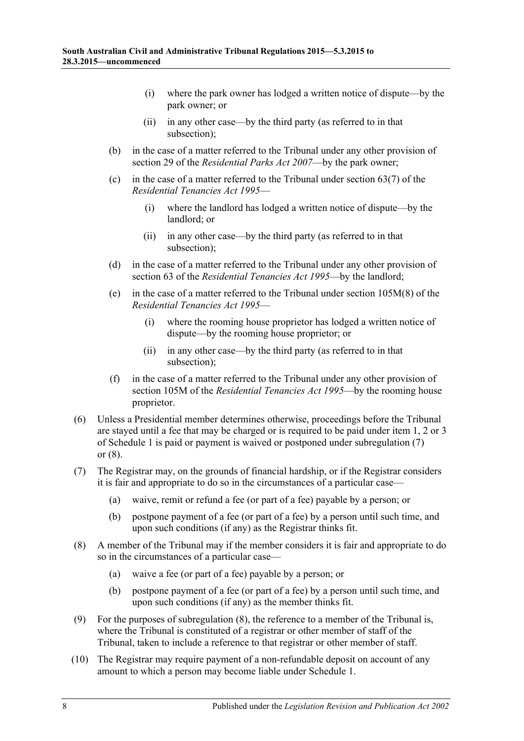(i) where the park owner has lodged a written notice of dispute—by the park owner; or

(ii) in any other case—by the third party (as referred to in that subsection);

(b) in the case of a matter referred to the Tribunal under any other provision of section 29 of the *Residential Parks Act 2007*—by the park owner;

(c) in the case of a matter referred to the Tribunal under section 63(7) of the *Residential Tenancies Act 1995*—

(i) where the landlord has lodged a written notice of dispute—by the landlord; or

(ii) in any other case—by the third party (as referred to in that subsection);

(d) in the case of a matter referred to the Tribunal under any other provision of section 63 of the *Residential Tenancies Act 1995*—by the landlord;

(e) in the case of a matter referred to the Tribunal under section 105M(8) of the *Residential Tenancies Act 1995*—

(i) where the rooming house proprietor has lodged a written notice of dispute—by the rooming house proprietor; or

(ii) in any other case—by the third party (as referred to in that subsection);

(f) in the case of a matter referred to the Tribunal under any other provision of section 105M of the *Residential Tenancies Act 1995*—by the rooming house proprietor.

(6) Unless a Presidential member determines otherwise, proceedings before the Tribunal are stayed until a fee that may be charged or is required to be paid under item 1, 2 or 3 of Schedule 1 is paid or payment is waived or postponed under subregulation (7) or (8).

(7) The Registrar may, on the grounds of financial hardship, or if the Registrar considers it is fair and appropriate to do so in the circumstances of a particular case—

(a) waive, remit or refund a fee (or part of a fee) payable by a person; or

(b) postpone payment of a fee (or part of a fee) by a person until such time, and upon such conditions (if any) as the Registrar thinks fit.

(8) A member of the Tribunal may if the member considers it is fair and appropriate to do so in the circumstances of a particular case—

(a) waive a fee (or part of a fee) payable by a person; or

(b) postpone payment of a fee (or part of a fee) by a person until such time, and upon such conditions (if any) as the member thinks fit.

(9) For the purposes of subregulation (8), the reference to a member of the Tribunal is, where the Tribunal is constituted of a registrar or other member of staff of the Tribunal, taken to include a reference to that registrar or other member of staff.

(10) The Registrar may require payment of a non-refundable deposit on account of any amount to which a person may become liable under Schedule 1.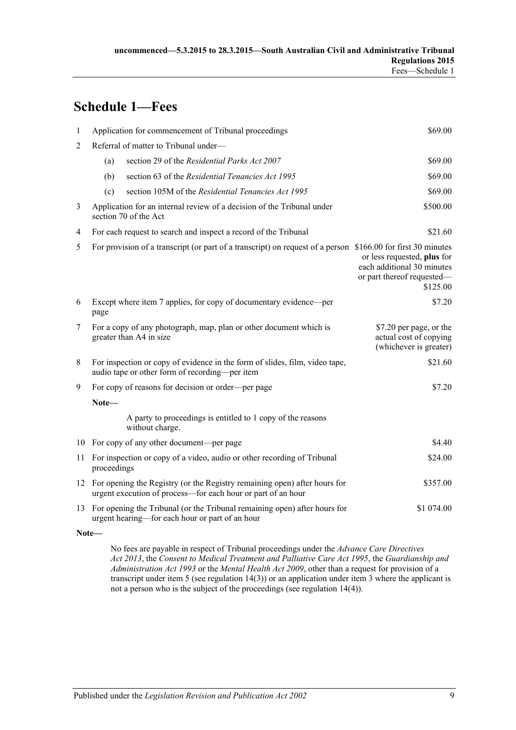## Schedule 1—Fees

| | | |
|---|---|---|
| 1 | Application for commencement of Tribunal proceedings | $69.00 |
| 2 | Referral of matter to Tribunal under— | |
| | (a) section 29 of the *Residential Parks Act 2007* | $69.00 |
| | (b) section 63 of the *Residential Tenancies Act 1995* | $69.00 |
| | (c) section 105M of the *Residential Tenancies Act 1995* | $69.00 |
| 3 | Application for an internal review of a decision of the Tribunal under section 70 of the Act | $500.00 |
| 4 | For each request to search and inspect a record of the Tribunal | $21.60 |
| 5 | For provision of a transcript (or part of a transcript) on request of a person | $166.00 for first 30 minutes or less requested, **plus** for each additional 30 minutes or part thereof requested—$125.00 |
| 6 | Except where item 7 applies, for copy of documentary evidence—per page | $7.20 |
| 7 | For a copy of any photograph, map, plan or other document which is greater than A4 in size | $7.20 per page, or the actual cost of copying (whichever is greater) |
| 8 | For inspection or copy of evidence in the form of slides, film, video tape, audio tape or other form of recording—per item | $21.60 |
| 9 | For copy of reasons for decision or order—per page | $7.20 |
| | **Note—** A party to proceedings is entitled to 1 copy of the reasons without charge. | |
| 10 | For copy of any other document—per page | $4.40 |
| 11 | For inspection or copy of a video, audio or other recording of Tribunal proceedings | $24.00 |
| 12 | For opening the Registry (or the Registry remaining open) after hours for urgent execution of process—for each hour or part of an hour | $357.00 |
| 13 | For opening the Tribunal (or the Tribunal remaining open) after hours for urgent hearing—for each hour or part of an hour | $1 074.00 |

**Note—**

No fees are payable in respect of Tribunal proceedings under the *Advance Care Directives Act 2013*, the *Consent to Medical Treatment and Palliative Care Act 1995*, the *Guardianship and Administration Act 1993* or the *Mental Health Act 2009*, other than a request for provision of a transcript under item 5 (see regulation 14(3)) or an application under item 3 where the applicant is not a person who is the subject of the proceedings (see regulation 14(4)).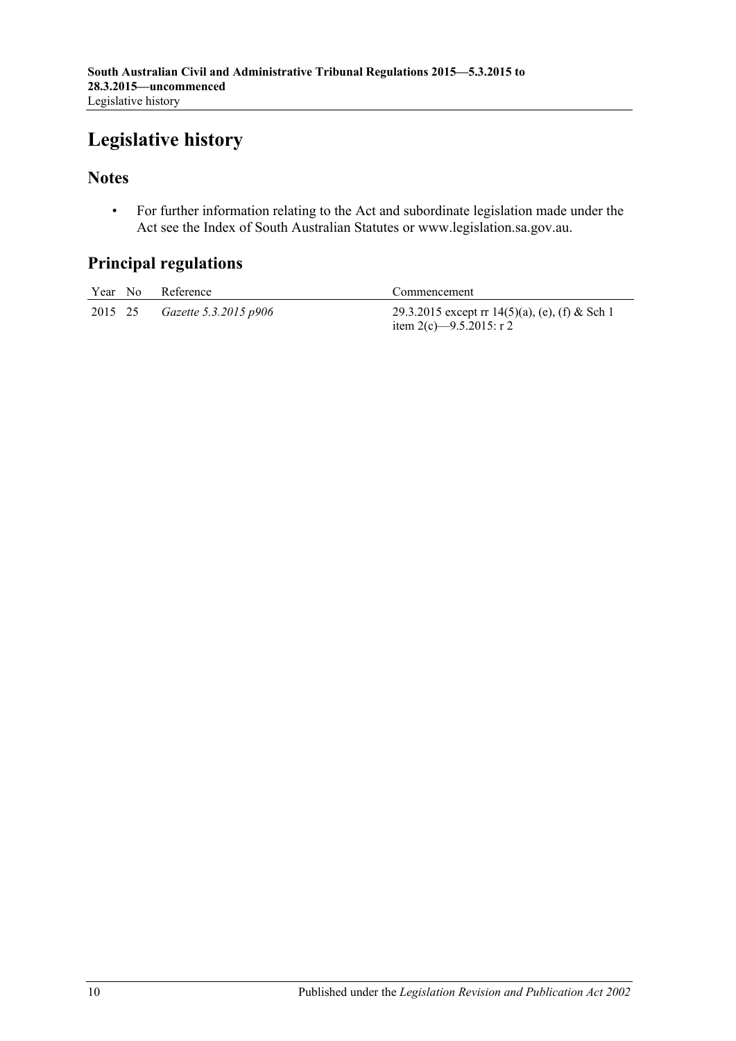# Legislative history

## Notes

- For further information relating to the Act and subordinate legislation made under the Act see the Index of South Australian Statutes or www.legislation.sa.gov.au.

## Principal regulations

| Year | No | Reference | Commencement |
|---|---|---|---|
| 2015 | 25 | *Gazette 5.3.2015 p906* | 29.3.2015 except rr 14(5)(a), (e), (f) & Sch 1 item 2(c)—9.5.2015: r 2 |